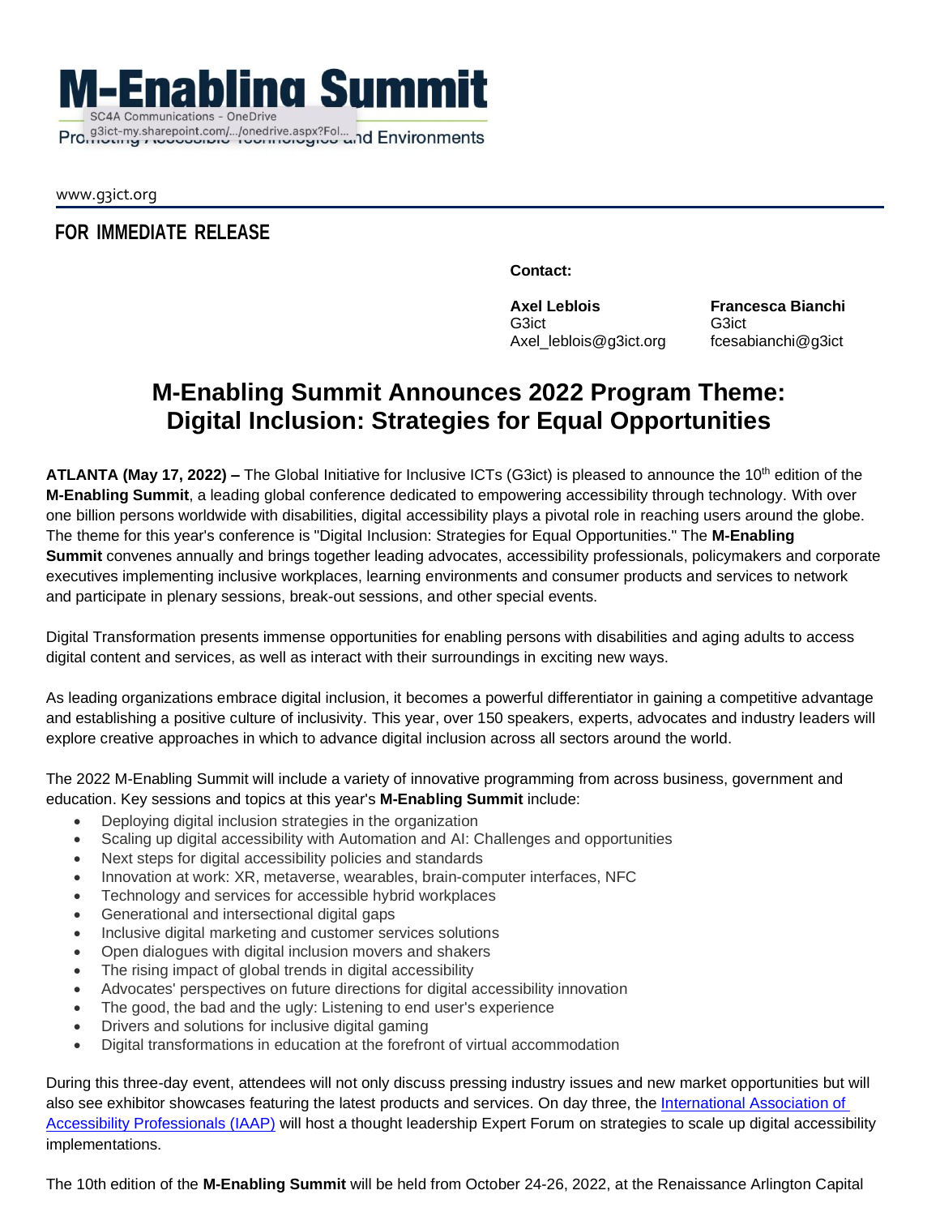# M-Enabling Summit

Promoting Accessible Technologies and Environments

www.g3ict.org

**FOR IMMEDIATE RELEASE**

**Contact:**

**Axel Leblois**
G3ict
Axel_leblois@g3ict.org

**Francesca Bianchi**
G3ict
fcesabianchi@g3ict

## M-Enabling Summit Announces 2022 Program Theme: Digital Inclusion: Strategies for Equal Opportunities

**ATLANTA (May 17, 2022) –** The Global Initiative for Inclusive ICTs (G3ict) is pleased to announce the 10th edition of the **M-Enabling Summit**, a leading global conference dedicated to empowering accessibility through technology. With over one billion persons worldwide with disabilities, digital accessibility plays a pivotal role in reaching users around the globe. The theme for this year's conference is "Digital Inclusion: Strategies for Equal Opportunities." The **M-Enabling Summit** convenes annually and brings together leading advocates, accessibility professionals, policymakers and corporate executives implementing inclusive workplaces, learning environments and consumer products and services to network and participate in plenary sessions, break-out sessions, and other special events.

Digital Transformation presents immense opportunities for enabling persons with disabilities and aging adults to access digital content and services, as well as interact with their surroundings in exciting new ways.

As leading organizations embrace digital inclusion, it becomes a powerful differentiator in gaining a competitive advantage and establishing a positive culture of inclusivity. This year, over 150 speakers, experts, advocates and industry leaders will explore creative approaches in which to advance digital inclusion across all sectors around the world.

The 2022 M-Enabling Summit will include a variety of innovative programming from across business, government and education. Key sessions and topics at this year's **M-Enabling Summit** include:

- Deploying digital inclusion strategies in the organization
- Scaling up digital accessibility with Automation and AI: Challenges and opportunities
- Next steps for digital accessibility policies and standards
- Innovation at work: XR, metaverse, wearables, brain-computer interfaces, NFC
- Technology and services for accessible hybrid workplaces
- Generational and intersectional digital gaps
- Inclusive digital marketing and customer services solutions
- Open dialogues with digital inclusion movers and shakers
- The rising impact of global trends in digital accessibility
- Advocates' perspectives on future directions for digital accessibility innovation
- The good, the bad and the ugly: Listening to end user's experience
- Drivers and solutions for inclusive digital gaming
- Digital transformations in education at the forefront of virtual accommodation

During this three-day event, attendees will not only discuss pressing industry issues and new market opportunities but will also see exhibitor showcases featuring the latest products and services. On day three, the [International Association of Accessibility Professionals (IAAP)]() will host a thought leadership Expert Forum on strategies to scale up digital accessibility implementations.

The 10th edition of the **M-Enabling Summit** will be held from October 24-26, 2022, at the Renaissance Arlington Capital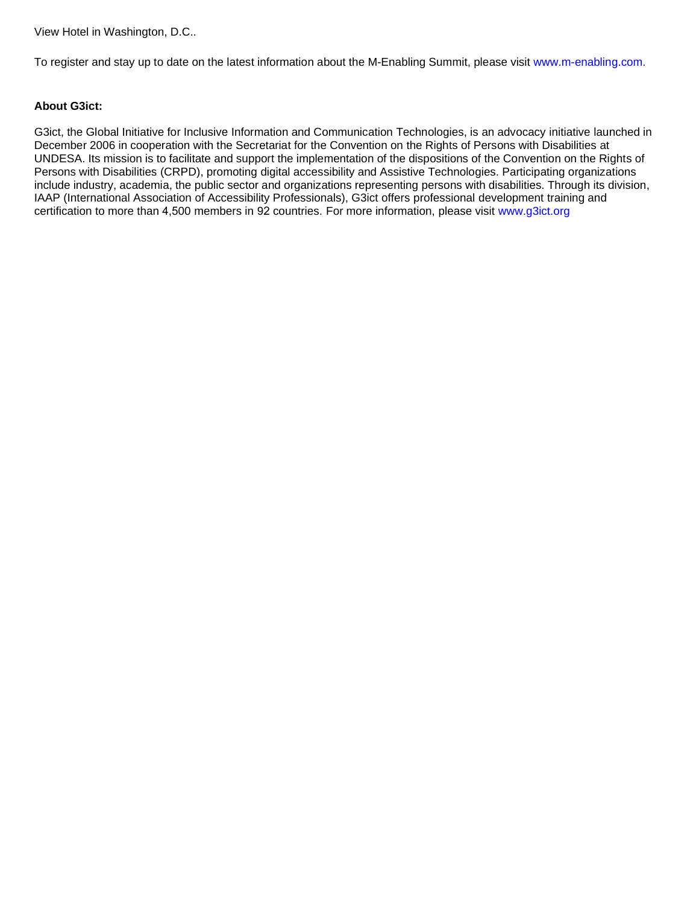View Hotel in Washington, D.C..

To register and stay up to date on the latest information about the M-Enabling Summit, please visit www.m-enabling.com.

**About G3ict:**

G3ict, the Global Initiative for Inclusive Information and Communication Technologies, is an advocacy initiative launched in December 2006 in cooperation with the Secretariat for the Convention on the Rights of Persons with Disabilities at UNDESA. Its mission is to facilitate and support the implementation of the dispositions of the Convention on the Rights of Persons with Disabilities (CRPD), promoting digital accessibility and Assistive Technologies. Participating organizations include industry, academia, the public sector and organizations representing persons with disabilities. Through its division, IAAP (International Association of Accessibility Professionals), G3ict offers professional development training and certification to more than 4,500 members in 92 countries. For more information, please visit www.g3ict.org